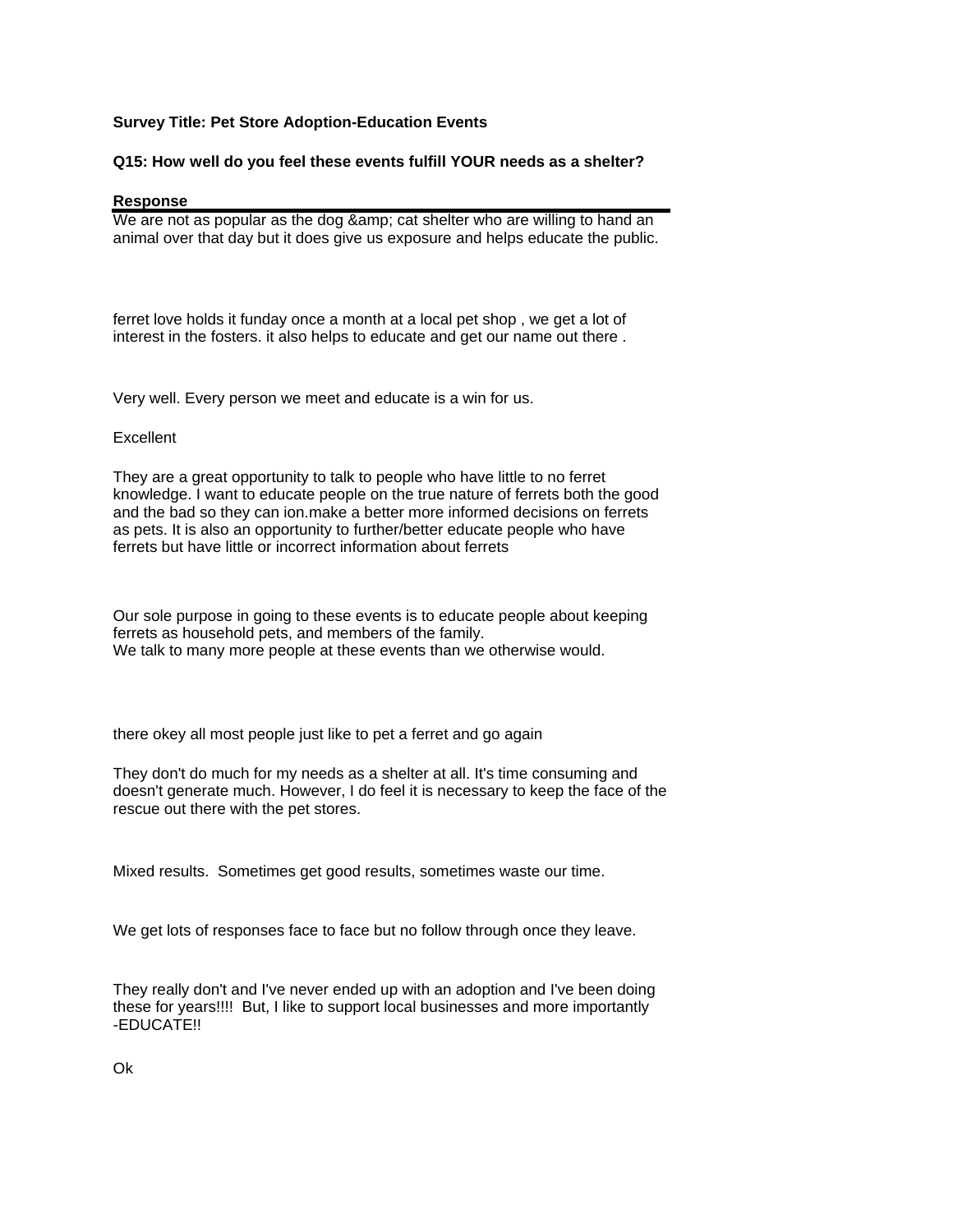**Survey Title: Pet Store Adoption-Education Events**

**Q15: How well do you feel these events fulfill YOUR needs as a shelter?**

| Response |
| --- |
| We are not as popular as the dog &amp; cat shelter who are willing to hand an animal over that day but it does give us exposure and helps educate the public. |
| ferret love holds it funday once a month at a local pet shop , we get a lot of interest in the fosters. it also helps to educate and get our name out there . |
| Very well. Every person we meet and educate is a win for us. |
| Excellent |
| They are a great opportunity to talk to people who have little to no ferret knowledge. I want to educate people on the true nature of ferrets both the good and the bad so they can ion.make a better more informed decisions on ferrets as pets. It is also an opportunity to further/better educate people who have ferrets but have little or incorrect information about ferrets |
| Our sole purpose in going to these events is to educate people about keeping ferrets as household pets, and members of the family. We talk to many more people at these events than we otherwise would. |
| there okey all most people just like to pet a ferret and go again |
| They don't do much for my needs as a shelter at all. It's time consuming and doesn't generate much. However, I do feel it is necessary to keep the face of the rescue out there with the pet stores. |
| Mixed results. Sometimes get good results, sometimes waste our time. |
| We get lots of responses face to face but no follow through once they leave. |
| They really don't and I've never ended up with an adoption and I've been doing these for years!!!! But, I like to support local businesses and more importantly -EDUCATE!! |
| Ok |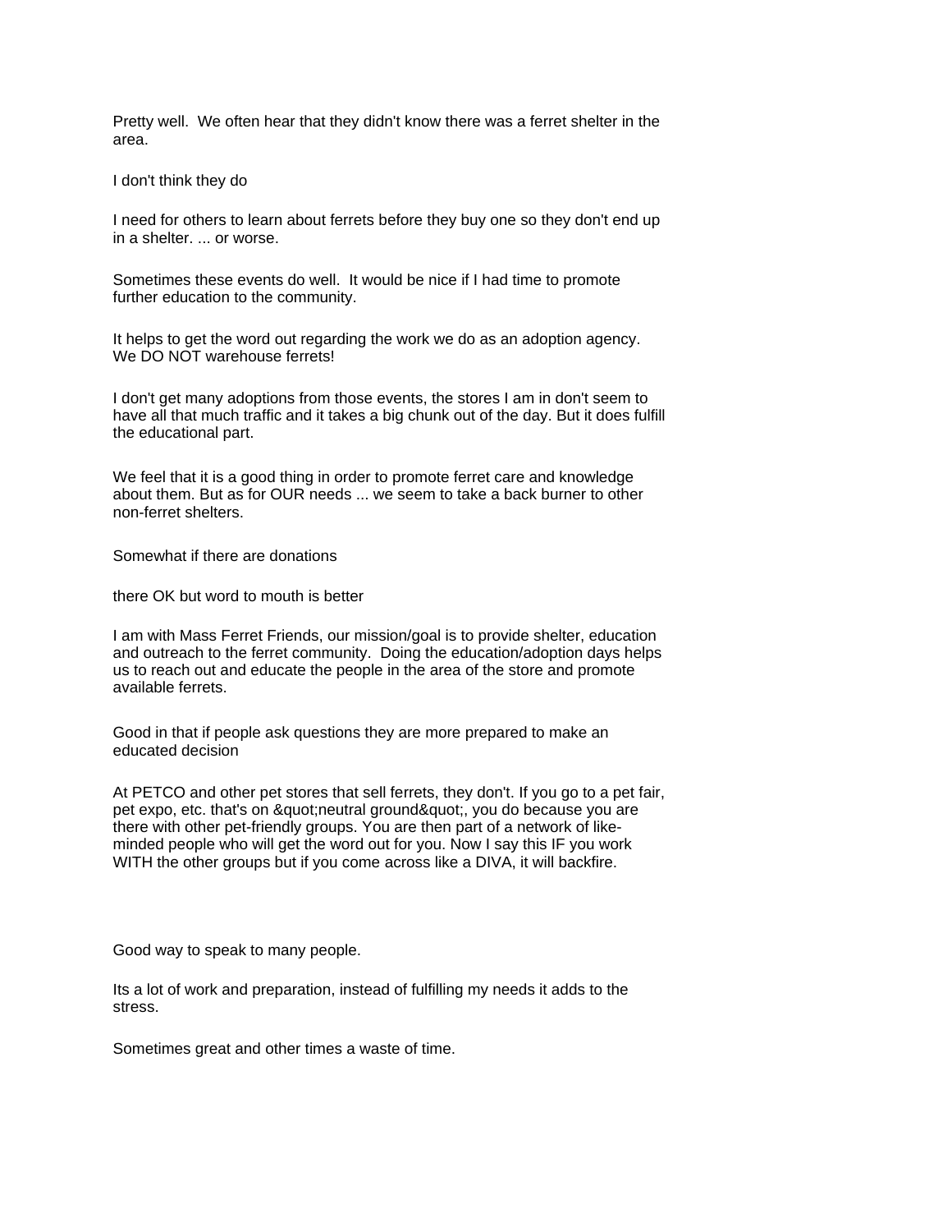Pretty well.  We often hear that they didn't know there was a ferret shelter in the area.

I don't think they do

I need for others to learn about ferrets before they buy one so they don't end up in a shelter. ... or worse.

Sometimes these events do well.  It would be nice if I had time to promote further education to the community.

It helps to get the word out regarding the work we do as an adoption agency.  We DO NOT warehouse ferrets!

I don't get many adoptions from those events, the stores I am in don't seem to have all that much traffic and it takes a big chunk out of the day. But it does fulfill the educational part.

We feel that it is a good thing in order to promote ferret care and knowledge about them. But as for OUR needs ... we seem to take a back burner to other non-ferret shelters.

Somewhat if there are donations

there OK but word to mouth is better

I am with Mass Ferret Friends, our mission/goal is to provide shelter, education and outreach to the ferret community.  Doing the education/adoption days helps us to reach out and educate the people in the area of the store and promote available ferrets.

Good in that if people ask questions they are more prepared to make an educated decision

At PETCO and other pet stores that sell ferrets, they don't. If you go to a pet fair, pet expo, etc. that's on &quot;neutral ground&quot;, you do because you are there with other pet-friendly groups. You are then part of a network of like-minded people who will get the word out for you. Now I say this IF you work WITH the other groups but if you come across like a DIVA, it will backfire.

Good way to speak to many people.

Its a lot of work and preparation, instead of fulfilling my needs it adds to the stress.

Sometimes great and other times a waste of time.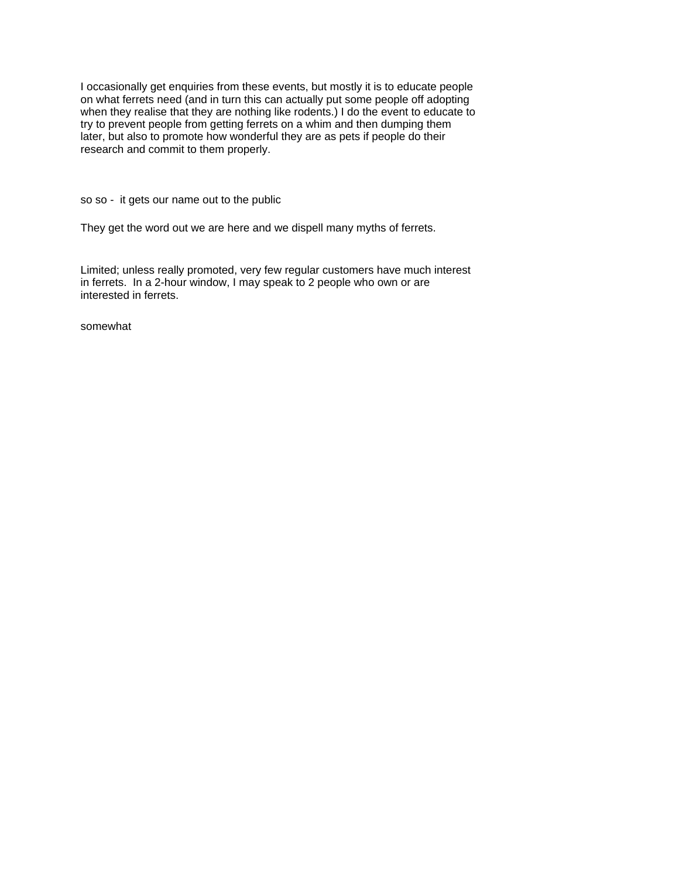I occasionally get enquiries from these events, but mostly it is to educate people on what ferrets need (and in turn this can actually put some people off adopting when they realise that they are nothing like rodents.) I do the event to educate to try to prevent people from getting ferrets on a whim and then dumping them later, but also to promote how wonderful they are as pets if people do their research and commit to them properly.

so so -  it gets our name out to the public

They get the word out we are here and we dispell many myths of ferrets.

Limited; unless really promoted, very few regular customers have much interest in ferrets.  In a 2-hour window, I may speak to 2 people who own or are interested in ferrets.

somewhat